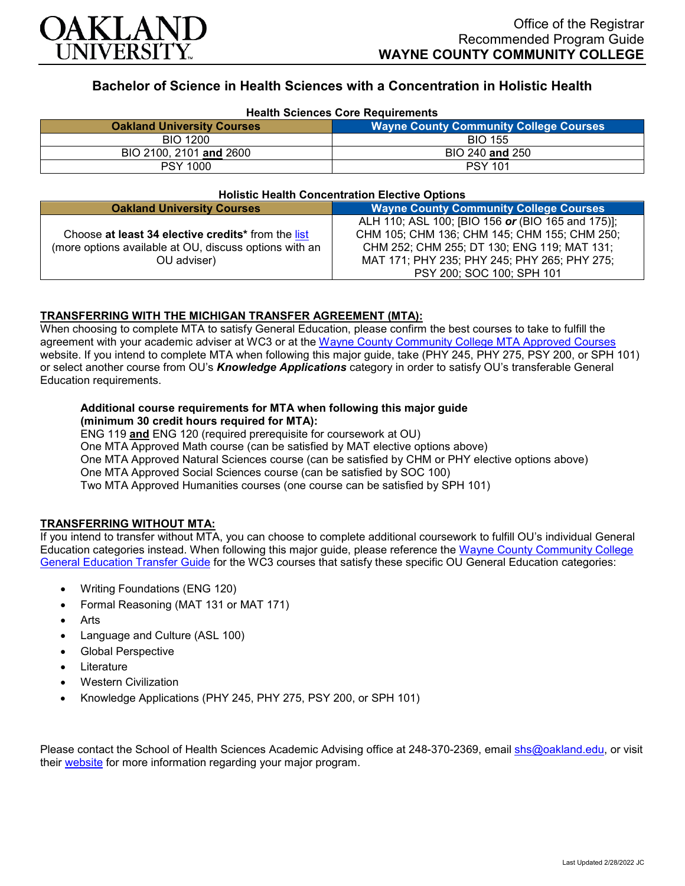Office of the Registrar
Recommended Program Guide
**WAYNE COUNTY COMMUNITY COLLEGE**

# Bachelor of Science in Health Sciences with a Concentration in Holistic Health

### Health Sciences Core Requirements

| Oakland University Courses | Wayne County Community College Courses |
|---|---|
| BIO 1200 | BIO 155 |
| BIO 2100, 2101 **and** 2600 | BIO 240 **and** 250 |
| PSY 1000 | PSY 101 |

### Holistic Health Concentration Elective Options

| Oakland University Courses | Wayne County Community College Courses |
|---|---|
| Choose **at least 34 elective credits*** from the list (more options available at OU, discuss options with an OU adviser) | ALH 110; ASL 100; [BIO 156 ***or*** (BIO 165 and 175)]; CHM 105; CHM 136; CHM 145; CHM 155; CHM 250; CHM 252; CHM 255; DT 130; ENG 119; MAT 131; MAT 171; PHY 235; PHY 245; PHY 265; PHY 275; PSY 200; SOC 100; SPH 101 |

**TRANSFERRING WITH THE MICHIGAN TRANSFER AGREEMENT (MTA):**

When choosing to complete MTA to satisfy General Education, please confirm the best courses to take to fulfill the agreement with your academic adviser at WC3 or at the Wayne County Community College MTA Approved Courses website. If you intend to complete MTA when following this major guide, take (PHY 245, PHY 275, PSY 200, or SPH 101) or select another course from OU's ***Knowledge Applications*** category in order to satisfy OU's transferable General Education requirements.

**Additional course requirements for MTA when following this major guide (minimum 30 credit hours required for MTA):**

ENG 119 **and** ENG 120 (required prerequisite for coursework at OU)
One MTA Approved Math course (can be satisfied by MAT elective options above)
One MTA Approved Natural Sciences course (can be satisfied by CHM or PHY elective options above)
One MTA Approved Social Sciences course (can be satisfied by SOC 100)
Two MTA Approved Humanities courses (one course can be satisfied by SPH 101)

**TRANSFERRING WITHOUT MTA:**

If you intend to transfer without MTA, you can choose to complete additional coursework to fulfill OU's individual General Education categories instead. When following this major guide, please reference the Wayne County Community College General Education Transfer Guide for the WC3 courses that satisfy these specific OU General Education categories:

- Writing Foundations (ENG 120)
- Formal Reasoning (MAT 131 or MAT 171)
- Arts
- Language and Culture (ASL 100)
- Global Perspective
- Literature
- Western Civilization
- Knowledge Applications (PHY 245, PHY 275, PSY 200, or SPH 101)

Please contact the School of Health Sciences Academic Advising office at 248-370-2369, email shs@oakland.edu, or visit their website for more information regarding your major program.

Last Updated 2/28/2022 JC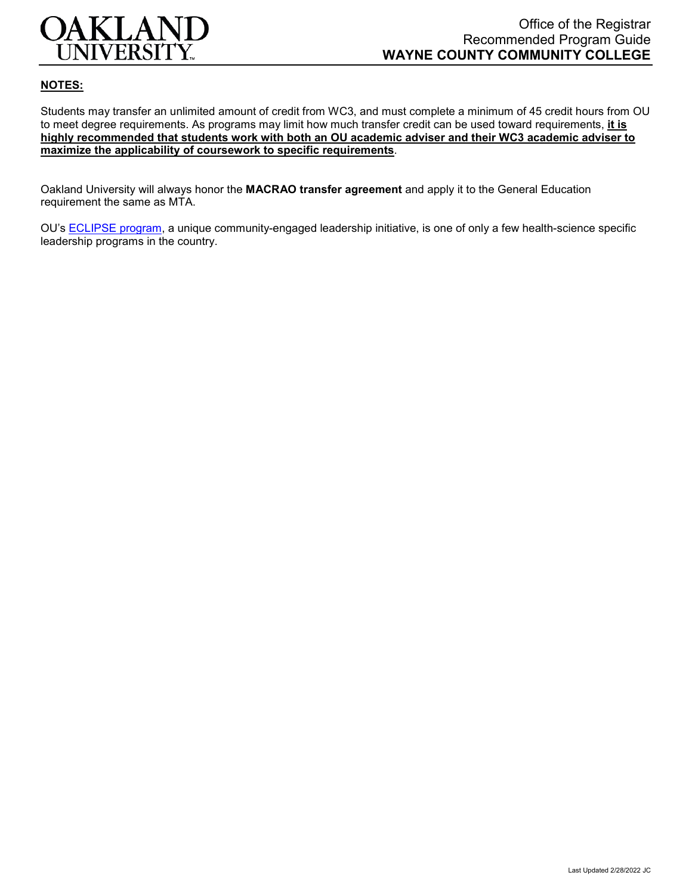**NOTES:**

Students may transfer an unlimited amount of credit from WC3, and must complete a minimum of 45 credit hours from OU to meet degree requirements. As programs may limit how much transfer credit can be used toward requirements, **it is highly recommended that students work with both an OU academic adviser and their WC3 academic adviser to maximize the applicability of coursework to specific requirements**.

Oakland University will always honor the **MACRAO transfer agreement** and apply it to the General Education requirement the same as MTA.

OU's ECLIPSE program, a unique community-engaged leadership initiative, is one of only a few health-science specific leadership programs in the country.